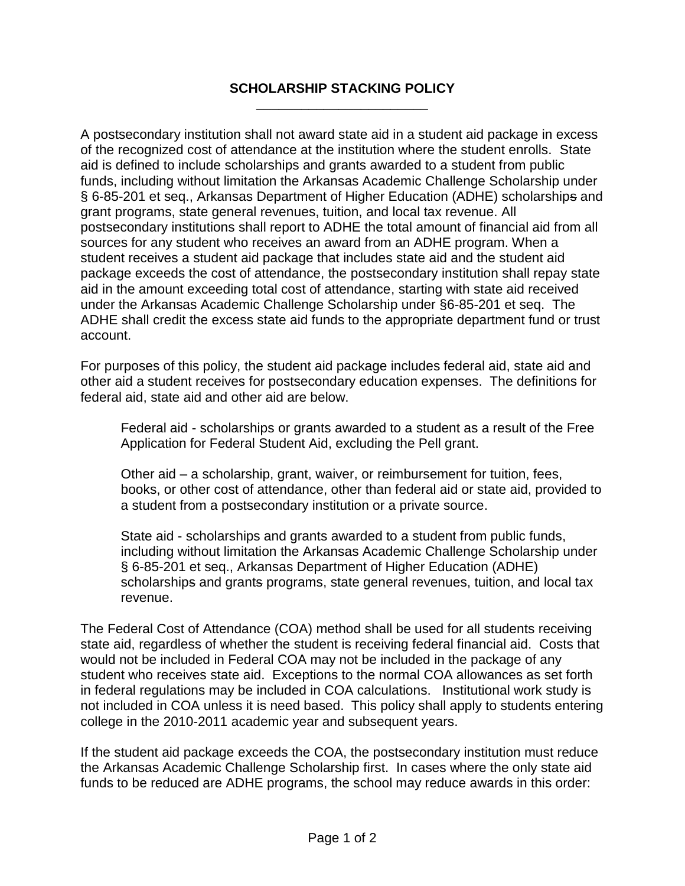# SCHOLARSHIP STACKING POLICY

A postsecondary institution shall not award state aid in a student aid package in excess of the recognized cost of attendance at the institution where the student enrolls. State aid is defined to include scholarships and grants awarded to a student from public funds, including without limitation the Arkansas Academic Challenge Scholarship under § 6-85-201 et seq., Arkansas Department of Higher Education (ADHE) scholarships and grant programs, state general revenues, tuition, and local tax revenue. All postsecondary institutions shall report to ADHE the total amount of financial aid from all sources for any student who receives an award from an ADHE program. When a student receives a student aid package that includes state aid and the student aid package exceeds the cost of attendance, the postsecondary institution shall repay state aid in the amount exceeding total cost of attendance, starting with state aid received under the Arkansas Academic Challenge Scholarship under §6-85-201 et seq. The ADHE shall credit the excess state aid funds to the appropriate department fund or trust account.

For purposes of this policy, the student aid package includes federal aid, state aid and other aid a student receives for postsecondary education expenses. The definitions for federal aid, state aid and other aid are below.

> Federal aid - scholarships or grants awarded to a student as a result of the Free Application for Federal Student Aid, excluding the Pell grant.
>
> Other aid – a scholarship, grant, waiver, or reimbursement for tuition, fees, books, or other cost of attendance, other than federal aid or state aid, provided to a student from a postsecondary institution or a private source.
>
> State aid - scholarships and grants awarded to a student from public funds, including without limitation the Arkansas Academic Challenge Scholarship under § 6-85-201 et seq., Arkansas Department of Higher Education (ADHE) scholarships and grants programs, state general revenues, tuition, and local tax revenue.

The Federal Cost of Attendance (COA) method shall be used for all students receiving state aid, regardless of whether the student is receiving federal financial aid. Costs that would not be included in Federal COA may not be included in the package of any student who receives state aid. Exceptions to the normal COA allowances as set forth in federal regulations may be included in COA calculations. Institutional work study is not included in COA unless it is need based. This policy shall apply to students entering college in the 2010-2011 academic year and subsequent years.

If the student aid package exceeds the COA, the postsecondary institution must reduce the Arkansas Academic Challenge Scholarship first. In cases where the only state aid funds to be reduced are ADHE programs, the school may reduce awards in this order: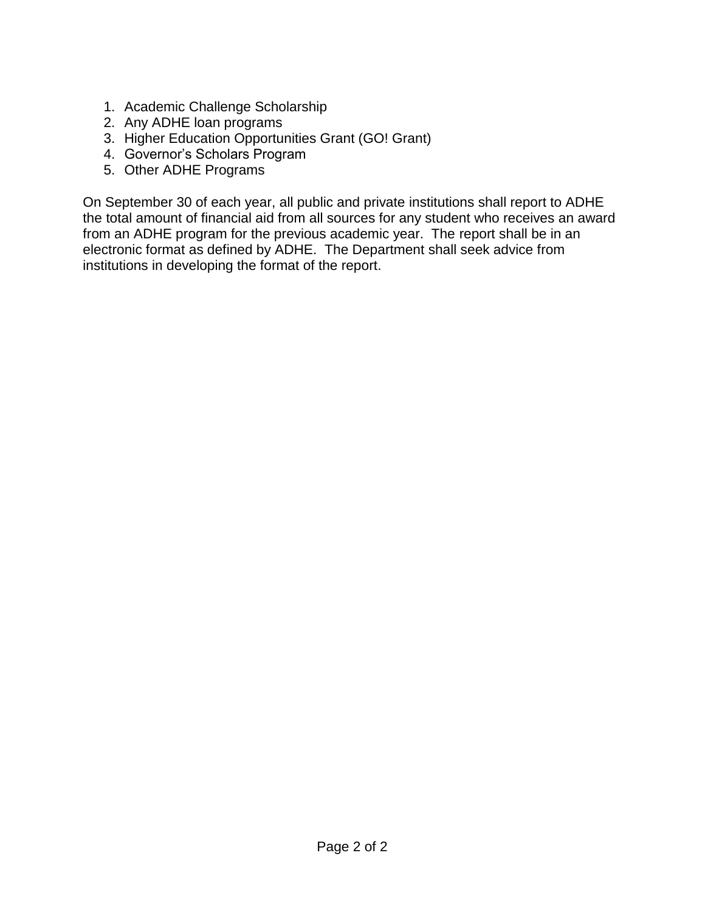1. Academic Challenge Scholarship
2. Any ADHE loan programs
3. Higher Education Opportunities Grant (GO! Grant)
4. Governor's Scholars Program
5. Other ADHE Programs

On September 30 of each year, all public and private institutions shall report to ADHE the total amount of financial aid from all sources for any student who receives an award from an ADHE program for the previous academic year. The report shall be in an electronic format as defined by ADHE. The Department shall seek advice from institutions in developing the format of the report.